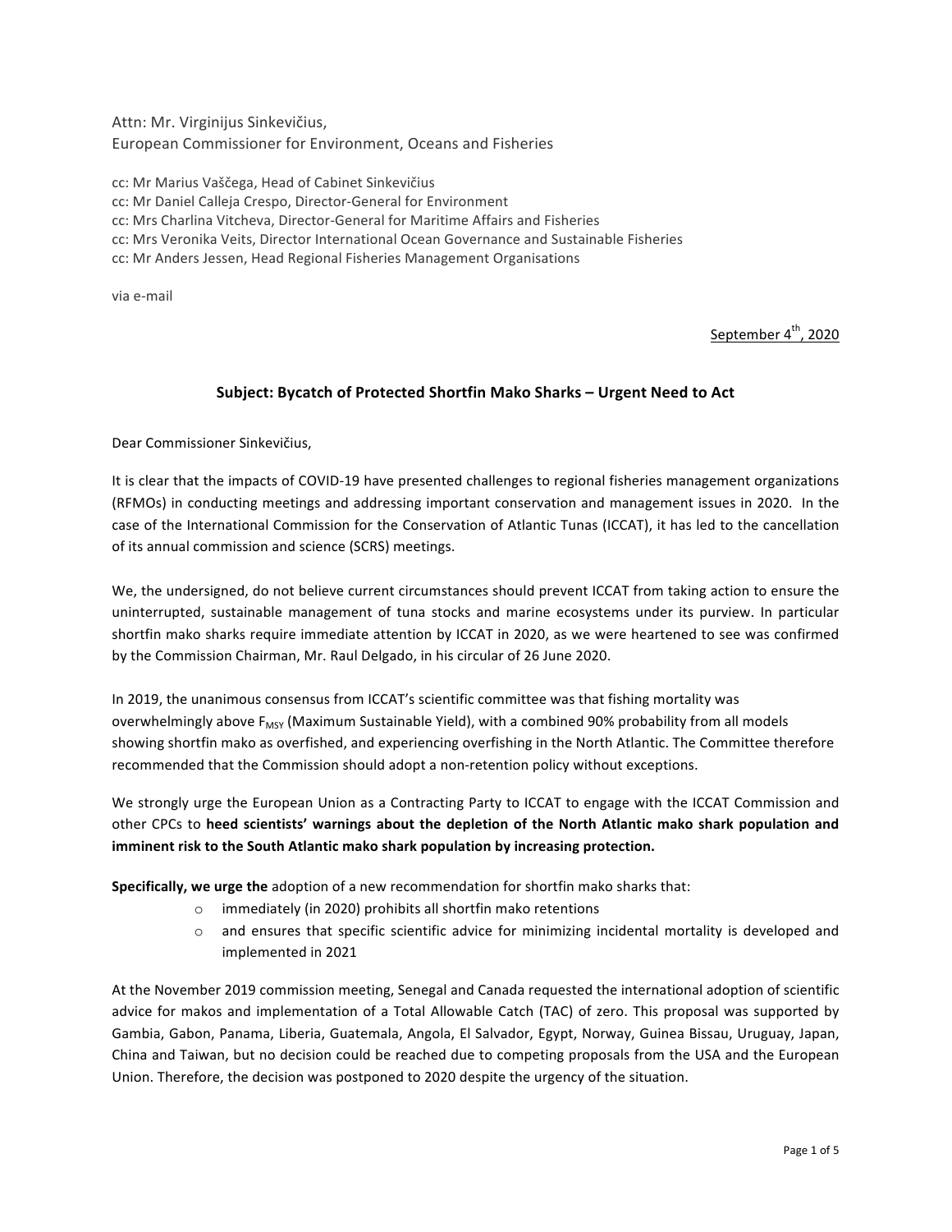Attn: Mr. Virginijus Sinkevičius,
European Commissioner for Environment, Oceans and Fisheries

cc: Mr Marius Vaščega, Head of Cabinet Sinkevičius
cc: Mr Daniel Calleja Crespo, Director-General for Environment
cc: Mrs Charlina Vitcheva, Director-General for Maritime Affairs and Fisheries
cc: Mrs Veronika Veits, Director International Ocean Governance and Sustainable Fisheries
cc: Mr Anders Jessen, Head Regional Fisheries Management Organisations

via e-mail

September 4th, 2020

**Subject: Bycatch of Protected Shortfin Mako Sharks – Urgent Need to Act**

Dear Commissioner Sinkevičius,

It is clear that the impacts of COVID-19 have presented challenges to regional fisheries management organizations (RFMOs) in conducting meetings and addressing important conservation and management issues in 2020. In the case of the International Commission for the Conservation of Atlantic Tunas (ICCAT), it has led to the cancellation of its annual commission and science (SCRS) meetings.

We, the undersigned, do not believe current circumstances should prevent ICCAT from taking action to ensure the uninterrupted, sustainable management of tuna stocks and marine ecosystems under its purview. In particular shortfin mako sharks require immediate attention by ICCAT in 2020, as we were heartened to see was confirmed by the Commission Chairman, Mr. Raul Delgado, in his circular of 26 June 2020.

In 2019, the unanimous consensus from ICCAT's scientific committee was that fishing mortality was overwhelmingly above $F_{MSY}$ (Maximum Sustainable Yield), with a combined 90% probability from all models showing shortfin mako as overfished, and experiencing overfishing in the North Atlantic. The Committee therefore recommended that the Commission should adopt a non-retention policy without exceptions.

We strongly urge the European Union as a Contracting Party to ICCAT to engage with the ICCAT Commission and other CPCs to **heed scientists' warnings about the depletion of the North Atlantic mako shark population and imminent risk to the South Atlantic mako shark population by increasing protection.**

**Specifically, we urge the** adoption of a new recommendation for shortfin mako sharks that:

- immediately (in 2020) prohibits all shortfin mako retentions
- and ensures that specific scientific advice for minimizing incidental mortality is developed and implemented in 2021

At the November 2019 commission meeting, Senegal and Canada requested the international adoption of scientific advice for makos and implementation of a Total Allowable Catch (TAC) of zero. This proposal was supported by Gambia, Gabon, Panama, Liberia, Guatemala, Angola, El Salvador, Egypt, Norway, Guinea Bissau, Uruguay, Japan, China and Taiwan, but no decision could be reached due to competing proposals from the USA and the European Union. Therefore, the decision was postponed to 2020 despite the urgency of the situation.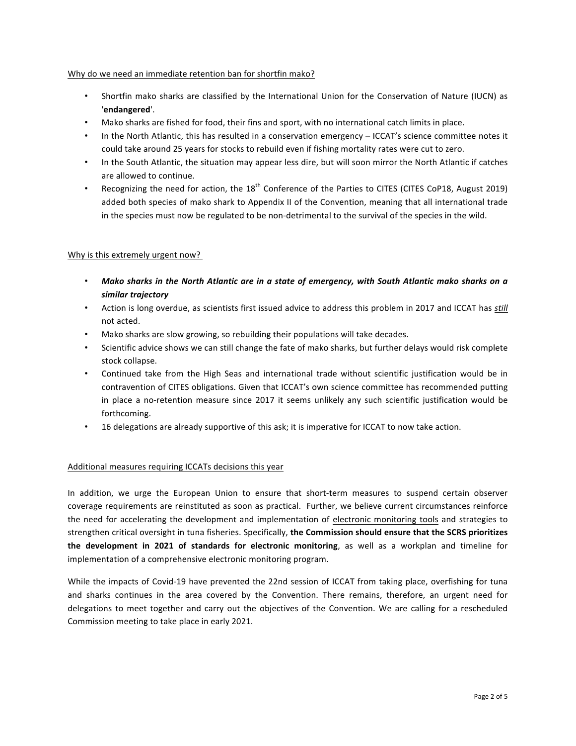## Why do we need an immediate retention ban for shortfin mako?

- Shortfin mako sharks are classified by the International Union for the Conservation of Nature (IUCN) as '**endangered**'.
- Mako sharks are fished for food, their fins and sport, with no international catch limits in place.
- In the North Atlantic, this has resulted in a conservation emergency – ICCAT's science committee notes it could take around 25 years for stocks to rebuild even if fishing mortality rates were cut to zero.
- In the South Atlantic, the situation may appear less dire, but will soon mirror the North Atlantic if catches are allowed to continue.
- Recognizing the need for action, the 18th Conference of the Parties to CITES (CITES CoP18, August 2019) added both species of mako shark to Appendix II of the Convention, meaning that all international trade in the species must now be regulated to be non-detrimental to the survival of the species in the wild.

## Why is this extremely urgent now?

- ***Mako sharks in the North Atlantic are in a state of emergency, with South Atlantic mako sharks on a similar trajectory***
- Action is long overdue, as scientists first issued advice to address this problem in 2017 and ICCAT has *still* not acted.
- Mako sharks are slow growing, so rebuilding their populations will take decades.
- Scientific advice shows we can still change the fate of mako sharks, but further delays would risk complete stock collapse.
- Continued take from the High Seas and international trade without scientific justification would be in contravention of CITES obligations. Given that ICCAT's own science committee has recommended putting in place a no-retention measure since 2017 it seems unlikely any such scientific justification would be forthcoming.
- 16 delegations are already supportive of this ask; it is imperative for ICCAT to now take action.

## Additional measures requiring ICCATs decisions this year

In addition, we urge the European Union to ensure that short-term measures to suspend certain observer coverage requirements are reinstituted as soon as practical. Further, we believe current circumstances reinforce the need for accelerating the development and implementation of electronic monitoring tools and strategies to strengthen critical oversight in tuna fisheries. Specifically, **the Commission should ensure that the SCRS prioritizes the development in 2021 of standards for electronic monitoring**, as well as a workplan and timeline for implementation of a comprehensive electronic monitoring program.

While the impacts of Covid-19 have prevented the 22nd session of ICCAT from taking place, overfishing for tuna and sharks continues in the area covered by the Convention. There remains, therefore, an urgent need for delegations to meet together and carry out the objectives of the Convention. We are calling for a rescheduled Commission meeting to take place in early 2021.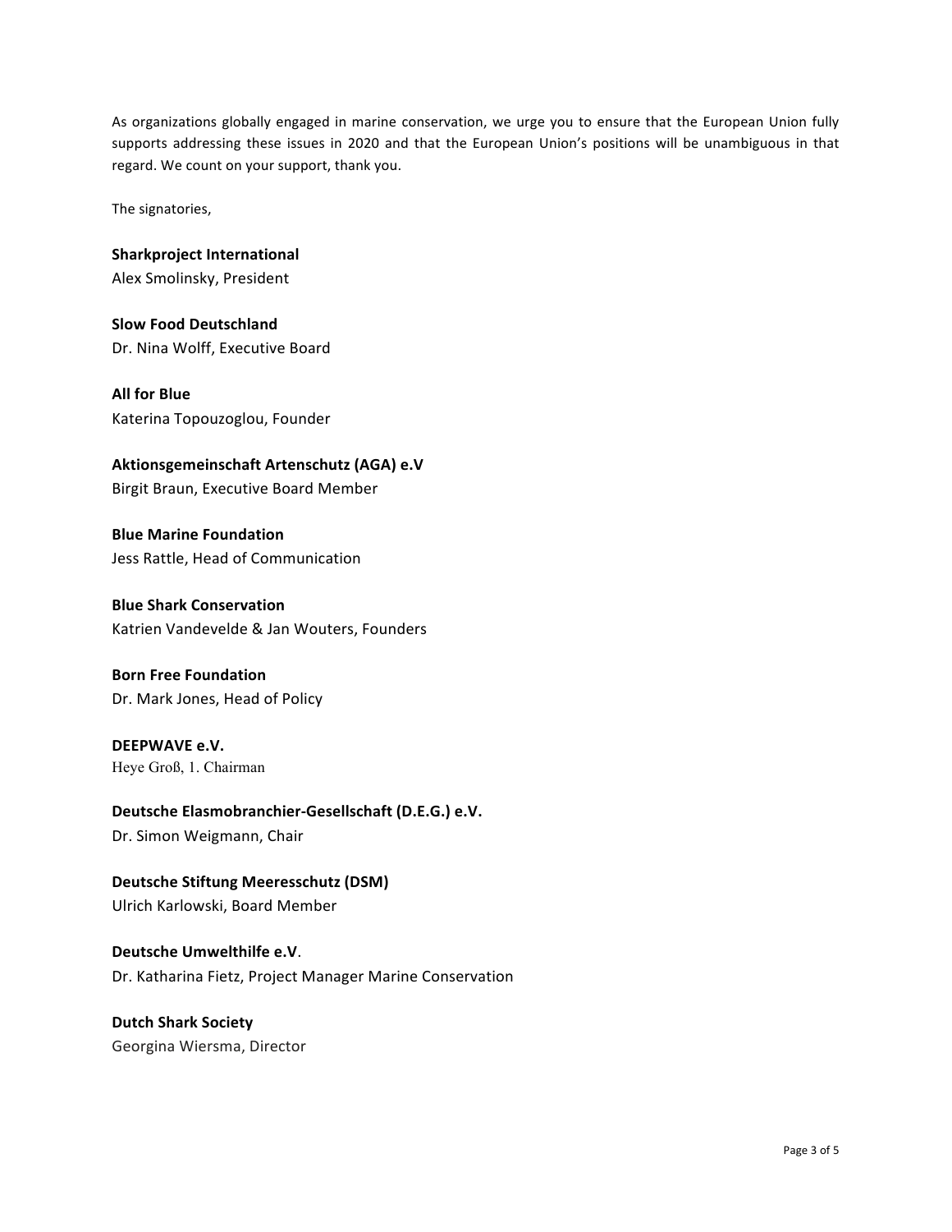As organizations globally engaged in marine conservation, we urge you to ensure that the European Union fully supports addressing these issues in 2020 and that the European Union's positions will be unambiguous in that regard. We count on your support, thank you.

The signatories,

**Sharkproject International**
Alex Smolinsky, President

**Slow Food Deutschland**
Dr. Nina Wolff, Executive Board

**All for Blue**
Katerina Topouzoglou, Founder

**Aktionsgemeinschaft Artenschutz (AGA) e.V**
Birgit Braun, Executive Board Member

**Blue Marine Foundation**
Jess Rattle, Head of Communication

**Blue Shark Conservation**
Katrien Vandevelde & Jan Wouters, Founders

**Born Free Foundation**
Dr. Mark Jones, Head of Policy

**DEEPWAVE e.V.**
Heye Groß, 1. Chairman

**Deutsche Elasmobranchier-Gesellschaft (D.E.G.) e.V.**
Dr. Simon Weigmann, Chair

**Deutsche Stiftung Meeresschutz (DSM)**
Ulrich Karlowski, Board Member

**Deutsche Umwelthilfe e.V**.
Dr. Katharina Fietz, Project Manager Marine Conservation

**Dutch Shark Society**
Georgina Wiersma, Director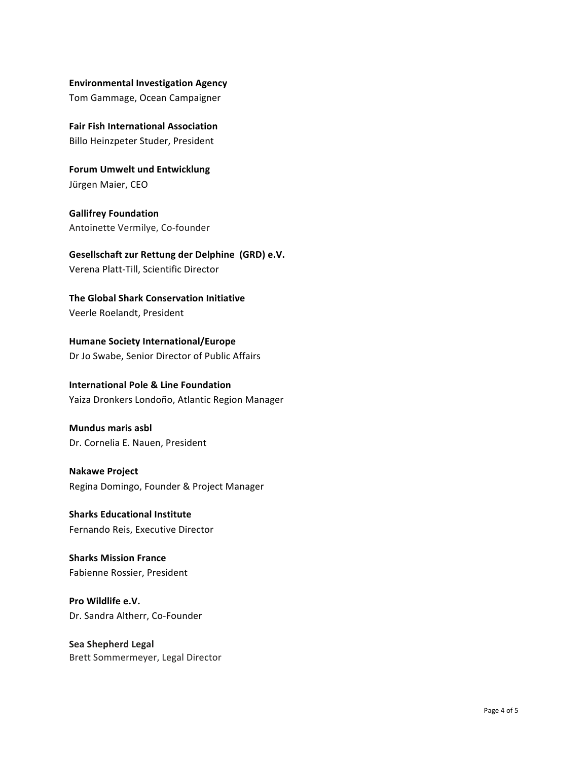**Environmental Investigation Agency**
Tom Gammage, Ocean Campaigner

**Fair Fish International Association**
Billo Heinzpeter Studer, President

**Forum Umwelt und Entwicklung**
Jürgen Maier, CEO

**Gallifrey Foundation**
Antoinette Vermilye, Co-founder

**Gesellschaft zur Rettung der Delphine (GRD) e.V.**
Verena Platt-Till, Scientific Director

**The Global Shark Conservation Initiative**
Veerle Roelandt, President

**Humane Society International/Europe**
Dr Jo Swabe, Senior Director of Public Affairs

**International Pole & Line Foundation**
Yaiza Dronkers Londoño, Atlantic Region Manager

**Mundus maris asbl**
Dr. Cornelia E. Nauen, President

**Nakawe Project**
Regina Domingo, Founder & Project Manager

**Sharks Educational Institute**
Fernando Reis, Executive Director

**Sharks Mission France**
Fabienne Rossier, President

**Pro Wildlife e.V.**
Dr. Sandra Altherr, Co-Founder

**Sea Shepherd Legal**
Brett Sommermeyer, Legal Director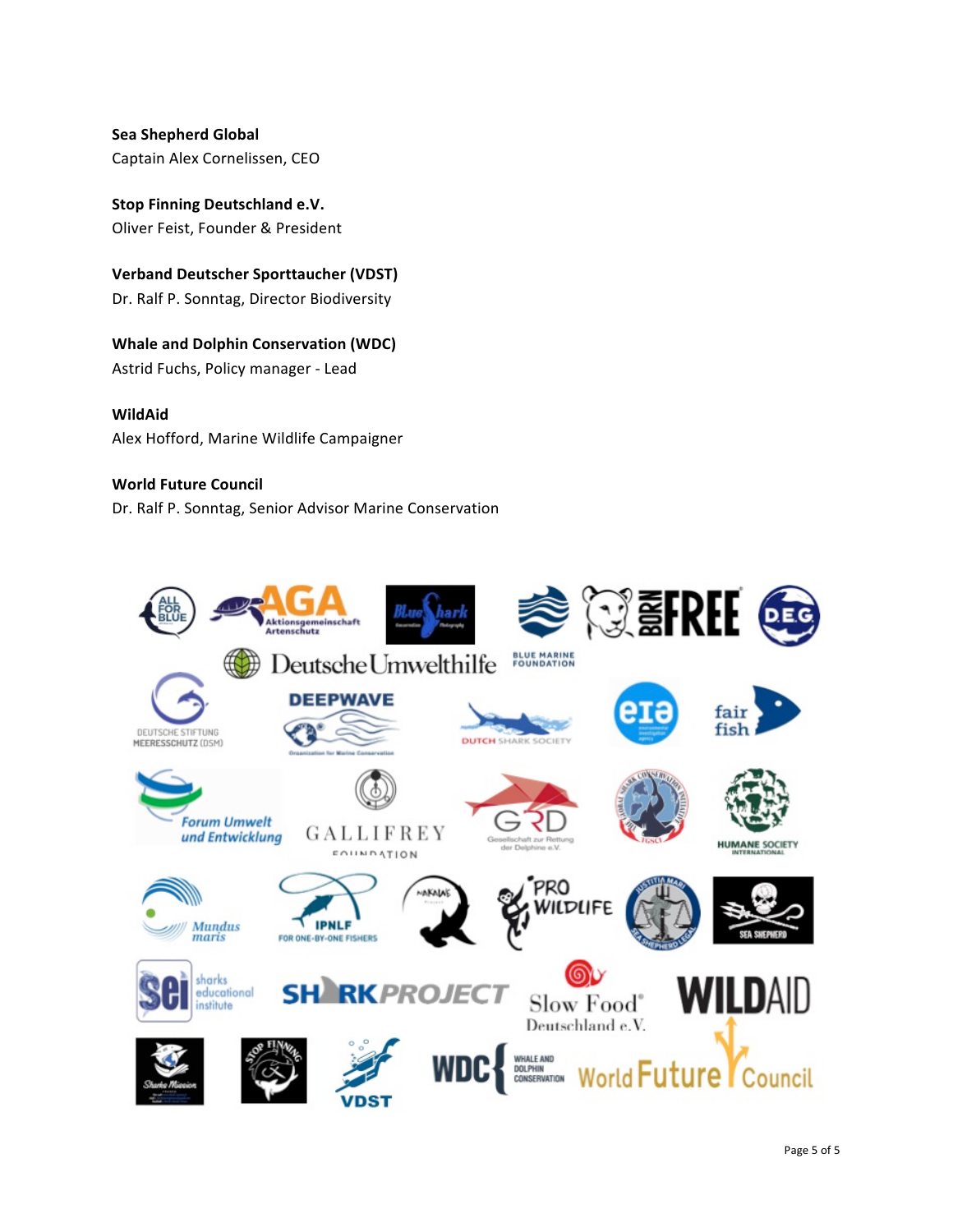**Sea Shepherd Global**
Captain Alex Cornelissen, CEO

**Stop Finning Deutschland e.V.**
Oliver Feist, Founder & President

**Verband Deutscher Sporttaucher (VDST)**
Dr. Ralf P. Sonntag, Director Biodiversity

**Whale and Dolphin Conservation (WDC)**
Astrid Fuchs, Policy manager - Lead

**WildAid**
Alex Hofford, Marine Wildlife Campaigner

**World Future Council**
Dr. Ralf P. Sonntag, Senior Advisor Marine Conservation